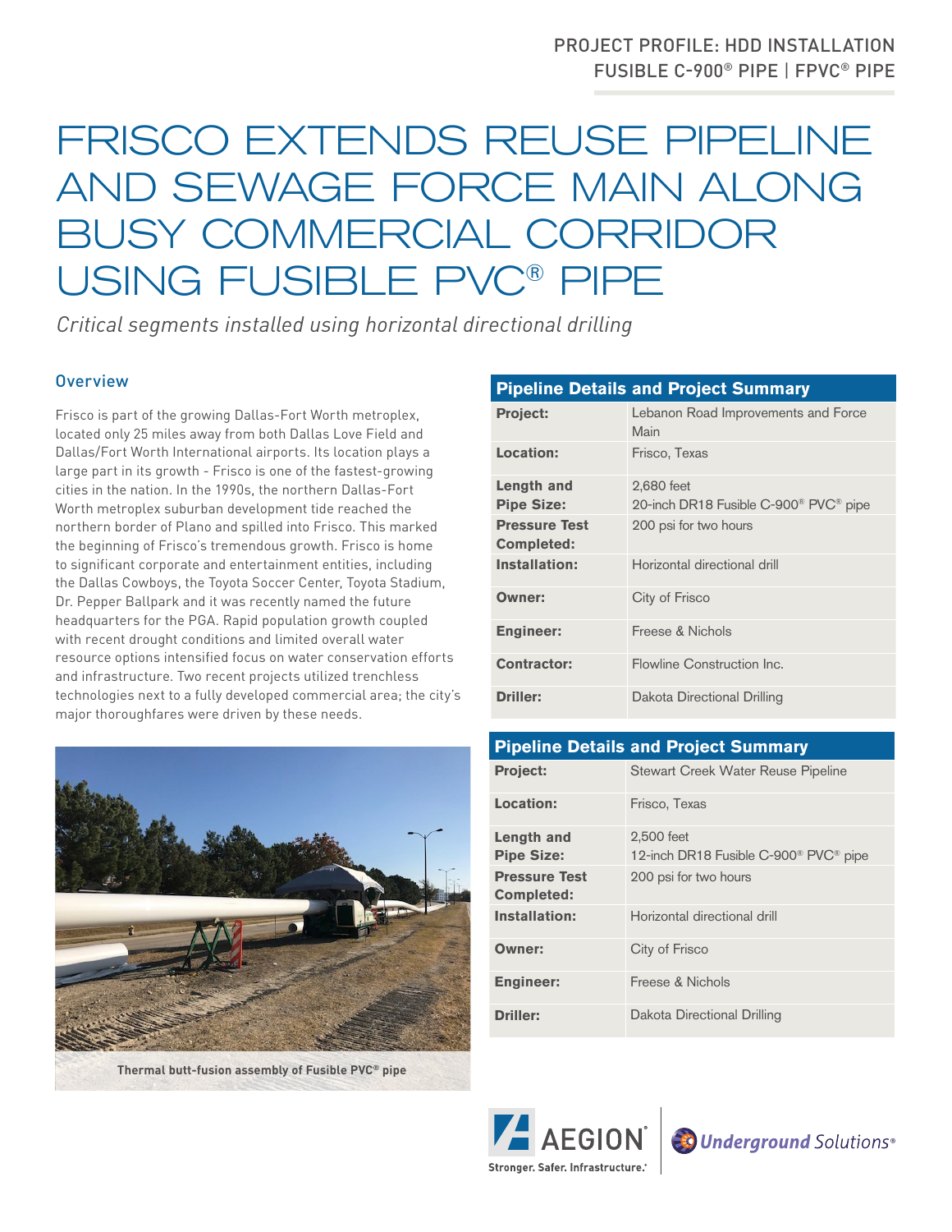PROJECT PROFILE: HDD INSTALLATION
FUSIBLE C-900® PIPE | FPVC® PIPE

# FRISCO EXTENDS REUSE PIPELINE AND SEWAGE FORCE MAIN ALONG BUSY COMMERCIAL CORRIDOR USING FUSIBLE PVC® PIPE

*Critical segments installed using horizontal directional drilling*

## Overview

Frisco is part of the growing Dallas-Fort Worth metroplex, located only 25 miles away from both Dallas Love Field and Dallas/Fort Worth International airports. Its location plays a large part in its growth - Frisco is one of the fastest-growing cities in the nation. In the 1990s, the northern Dallas-Fort Worth metroplex suburban development tide reached the northern border of Plano and spilled into Frisco. This marked the beginning of Frisco's tremendous growth. Frisco is home to significant corporate and entertainment entities, including the Dallas Cowboys, the Toyota Soccer Center, Toyota Stadium, Dr. Pepper Ballpark and it was recently named the future headquarters for the PGA. Rapid population growth coupled with recent drought conditions and limited overall water resource options intensified focus on water conservation efforts and infrastructure. Two recent projects utilized trenchless technologies next to a fully developed commercial area; the city's major thoroughfares were driven by these needs.

Thermal butt-fusion assembly of Fusible PVC® pipe

| Pipeline Details and Project Summary | |
|---|---|
| **Project:** | Lebanon Road Improvements and Force Main |
| **Location:** | Frisco, Texas |
| **Length and Pipe Size:** | 2,680 feet<br>20-inch DR18 Fusible C-900® PVC® pipe |
| **Pressure Test Completed:** | 200 psi for two hours |
| **Installation:** | Horizontal directional drill |
| **Owner:** | City of Frisco |
| **Engineer:** | Freese & Nichols |
| **Contractor:** | Flowline Construction Inc. |
| **Driller:** | Dakota Directional Drilling |

| Pipeline Details and Project Summary | |
|---|---|
| **Project:** | Stewart Creek Water Reuse Pipeline |
| **Location:** | Frisco, Texas |
| **Length and Pipe Size:** | 2,500 feet<br>12-inch DR18 Fusible C-900® PVC® pipe |
| **Pressure Test Completed:** | 200 psi for two hours |
| **Installation:** | Horizontal directional drill |
| **Owner:** | City of Frisco |
| **Engineer:** | Freese & Nichols |
| **Driller:** | Dakota Directional Drilling |

AEGION® Stronger. Safer. Infrastructure.® | Underground Solutions®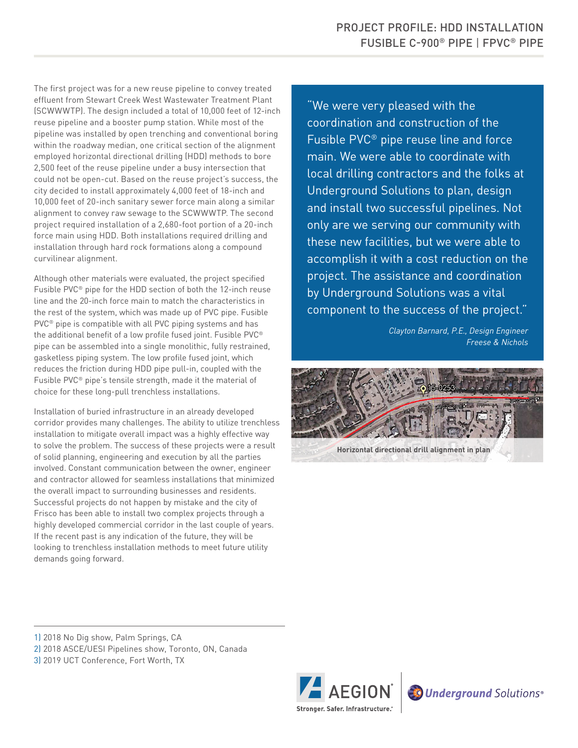The first project was for a new reuse pipeline to convey treated effluent from Stewart Creek West Wastewater Treatment Plant (SCWWWTP). The design included a total of 10,000 feet of 12-inch reuse pipeline and a booster pump station. While most of the pipeline was installed by open trenching and conventional boring within the roadway median, one critical section of the alignment employed horizontal directional drilling (HDD) methods to bore 2,500 feet of the reuse pipeline under a busy intersection that could not be open-cut. Based on the reuse project's success, the city decided to install approximately 4,000 feet of 18-inch and 10,000 feet of 20-inch sanitary sewer force main along a similar alignment to convey raw sewage to the SCWWWTP. The second project required installation of a 2,680-foot portion of a 20-inch force main using HDD. Both installations required drilling and installation through hard rock formations along a compound curvilinear alignment.

Although other materials were evaluated, the project specified Fusible PVC® pipe for the HDD section of both the 12-inch reuse line and the 20-inch force main to match the characteristics in the rest of the system, which was made up of PVC pipe. Fusible PVC® pipe is compatible with all PVC piping systems and has the additional benefit of a low profile fused joint. Fusible PVC® pipe can be assembled into a single monolithic, fully restrained, gasketless piping system. The low profile fused joint, which reduces the friction during HDD pipe pull-in, coupled with the Fusible PVC® pipe's tensile strength, made it the material of choice for these long-pull trenchless installations.

Installation of buried infrastructure in an already developed corridor provides many challenges. The ability to utilize trenchless installation to mitigate overall impact was a highly effective way to solve the problem. The success of these projects were a result of solid planning, engineering and execution by all the parties involved. Constant communication between the owner, engineer and contractor allowed for seamless installations that minimized the overall impact to surrounding businesses and residents. Successful projects do not happen by mistake and the city of Frisco has been able to install two complex projects through a highly developed commercial corridor in the last couple of years. If the recent past is any indication of the future, they will be looking to trenchless installation methods to meet future utility demands going forward.

> "We were very pleased with the coordination and construction of the Fusible PVC® pipe reuse line and force main. We were able to coordinate with local drilling contractors and the folks at Underground Solutions to plan, design and install two successful pipelines. Not only are we serving our community with these new facilities, but we were able to accomplish it with a cost reduction on the project. The assistance and coordination by Underground Solutions was a vital component to the success of the project."
>
> *Clayton Barnard, P.E., Design Engineer*
> *Freese & Nichols*

Horizontal directional drill alignment in plan

1) 2018 No Dig show, Palm Springs, CA
2) 2018 ASCE/UESI Pipelines show, Toronto, ON, Canada
3) 2019 UCT Conference, Fort Worth, TX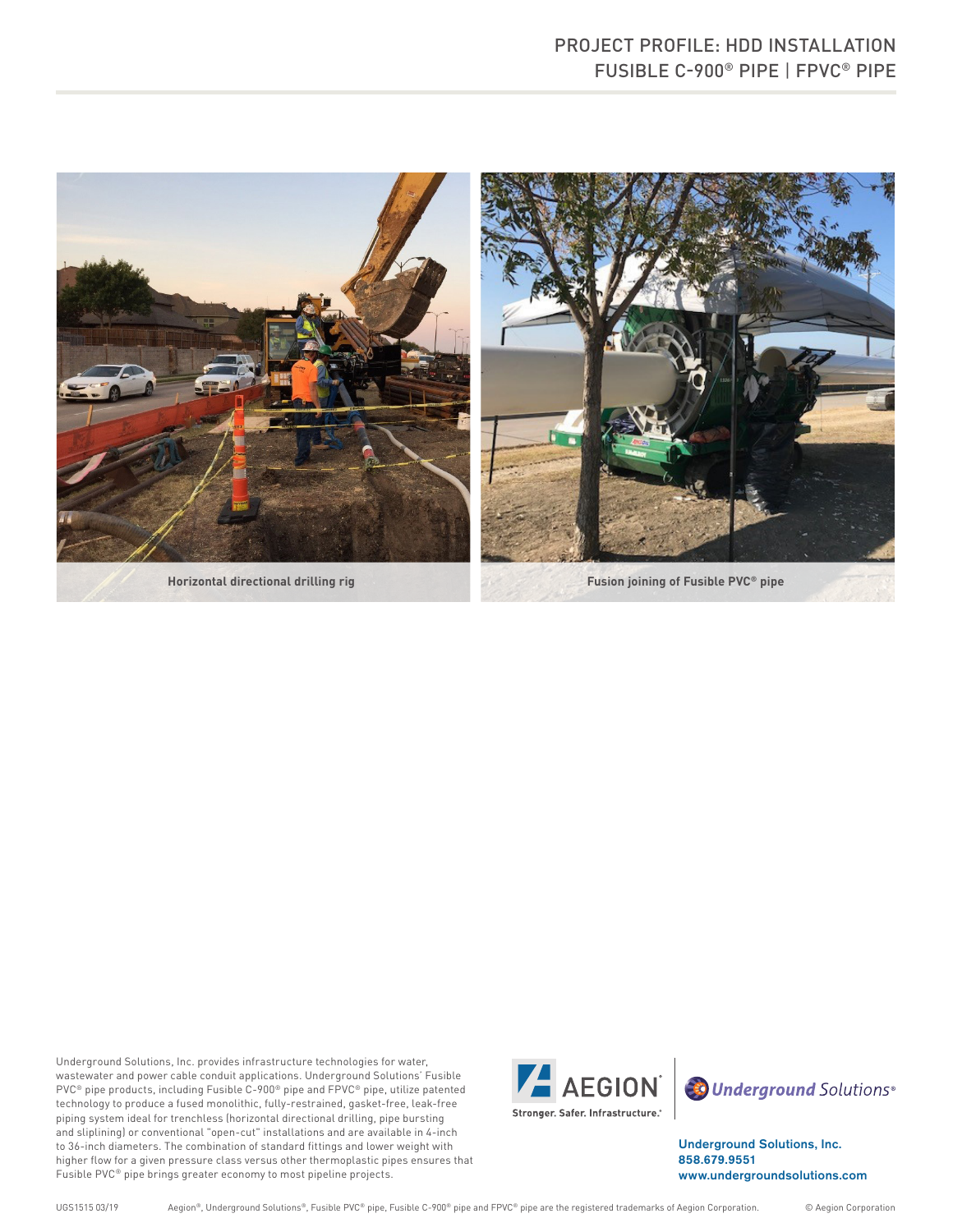Horizontal directional drilling rig

Fusion joining of Fusible PVC® pipe

Underground Solutions, Inc. provides infrastructure technologies for water, wastewater and power cable conduit applications. Underground Solutions' Fusible PVC® pipe products, including Fusible C-900® pipe and FPVC® pipe, utilize patented technology to produce a fused monolithic, fully-restrained, gasket-free, leak-free piping system ideal for trenchless (horizontal directional drilling, pipe bursting and sliplining) or conventional "open-cut" installations and are available in 4-inch to 36-inch diameters. The combination of standard fittings and lower weight with higher flow for a given pressure class versus other thermoplastic pipes ensures that Fusible PVC® pipe brings greater economy to most pipeline projects.

AEGION® Stronger. Safer. Infrastructure.®

Underground Solutions®

**Underground Solutions, Inc.**
**858.679.9551**
**www.undergroundsolutions.com**

UGS1515 03/19

Aegion®, Underground Solutions®, Fusible PVC® pipe, Fusible C-900® pipe and FPVC® pipe are the registered trademarks of Aegion Corporation.

© Aegion Corporation